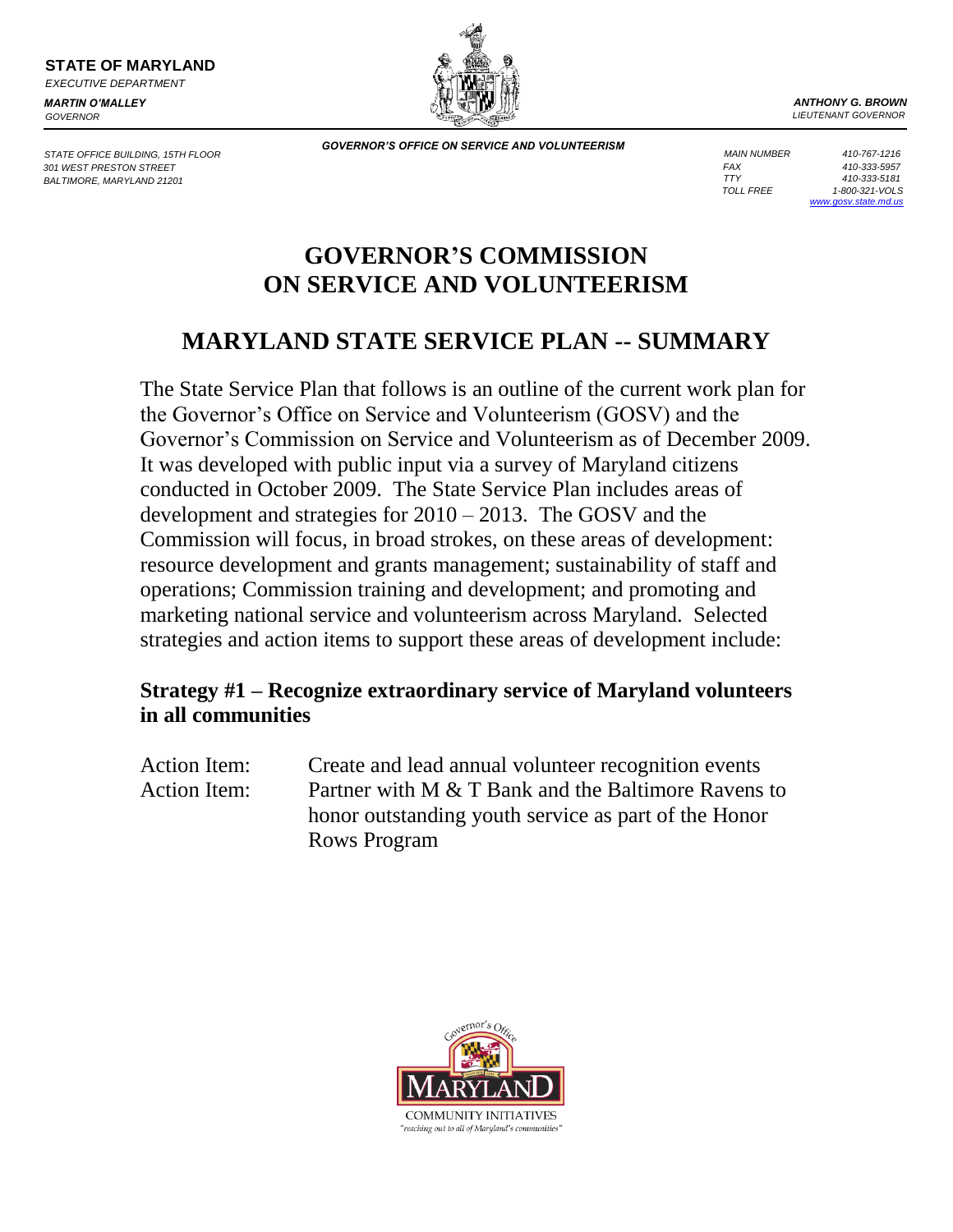**STATE OF MARYLAND**
*EXECUTIVE DEPARTMENT*

***MARTIN O'MALLEY***
*GOVERNOR*

***ANTHONY G. BROWN***
*LIEUTENANT GOVERNOR*

***GOVERNOR'S OFFICE ON SERVICE AND VOLUNTEERISM***

*STATE OFFICE BUILDING, 15TH FLOOR*
*301 WEST PRESTON STREET*
*BALTIMORE, MARYLAND 21201*

*MAIN NUMBER 410-767-1216*
*FAX 410-333-5957*
*TTY 410-333-5181*
*TOLL FREE 1-800-321-VOLS*
*www.gosv.state.md.us*

# GOVERNOR'S COMMISSION ON SERVICE AND VOLUNTEERISM

## MARYLAND STATE SERVICE PLAN -- SUMMARY

The State Service Plan that follows is an outline of the current work plan for the Governor's Office on Service and Volunteerism (GOSV) and the Governor's Commission on Service and Volunteerism as of December 2009. It was developed with public input via a survey of Maryland citizens conducted in October 2009. The State Service Plan includes areas of development and strategies for 2010 – 2013. The GOSV and the Commission will focus, in broad strokes, on these areas of development: resource development and grants management; sustainability of staff and operations; Commission training and development; and promoting and marketing national service and volunteerism across Maryland. Selected strategies and action items to support these areas of development include:

### Strategy #1 – Recognize extraordinary service of Maryland volunteers in all communities

Action Item: Create and lead annual volunteer recognition events

Action Item: Partner with M & T Bank and the Baltimore Ravens to honor outstanding youth service as part of the Honor Rows Program

Governor's Office
MARYLAND
COMMUNITY INITIATIVES
"reaching out to all of Maryland's communities"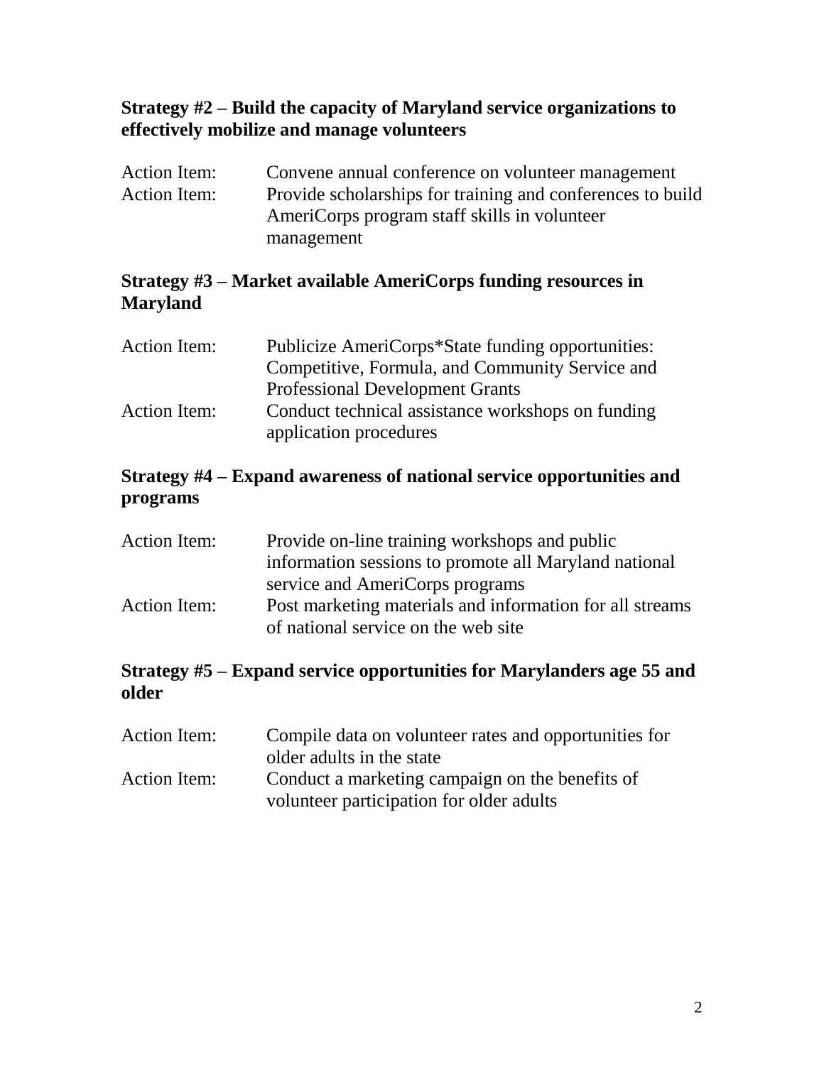**Strategy #2 – Build the capacity of Maryland service organizations to effectively mobilize and manage volunteers**

| | |
|---|---|
| Action Item: | Convene annual conference on volunteer management |
| Action Item: | Provide scholarships for training and conferences to build AmeriCorps program staff skills in volunteer management |

**Strategy #3 – Market available AmeriCorps funding resources in Maryland**

| | |
|---|---|
| Action Item: | Publicize AmeriCorps*State funding opportunities: Competitive, Formula, and Community Service and Professional Development Grants |
| Action Item: | Conduct technical assistance workshops on funding application procedures |

**Strategy #4 – Expand awareness of national service opportunities and programs**

| | |
|---|---|
| Action Item: | Provide on-line training workshops and public information sessions to promote all Maryland national service and AmeriCorps programs |
| Action Item: | Post marketing materials and information for all streams of national service on the web site |

**Strategy #5 – Expand service opportunities for Marylanders age 55 and older**

| | |
|---|---|
| Action Item: | Compile data on volunteer rates and opportunities for older adults in the state |
| Action Item: | Conduct a marketing campaign on the benefits of volunteer participation for older adults |